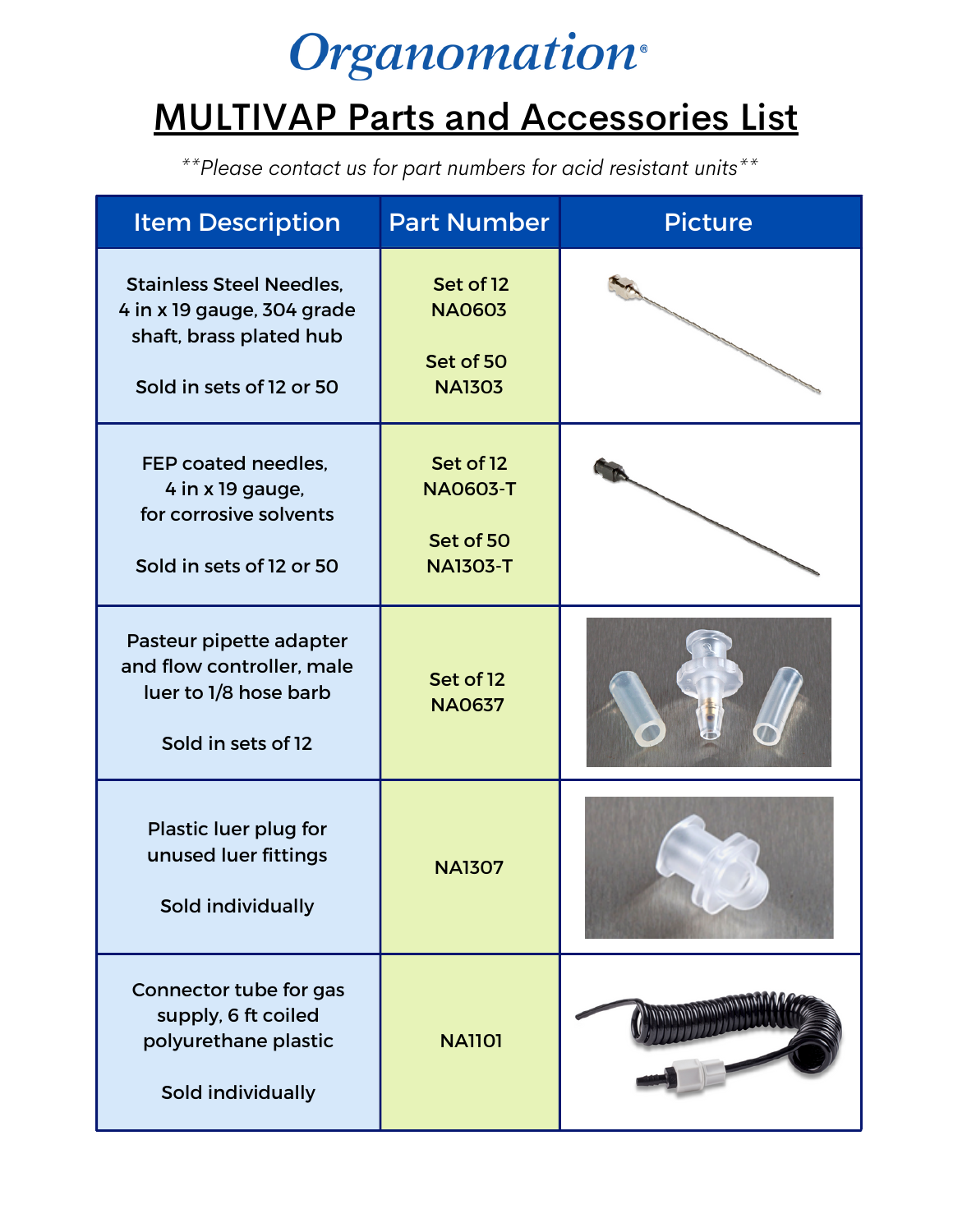# Organomation®

## MULTIVAP Parts and Accessories List

*\*\*Please contact us for part numbers for acid resistant units\*\**

| Item Description | Part Number | Picture |
|---|---|---|
| Stainless Steel Needles, 4 in x 19 gauge, 304 grade shaft, brass plated hub<br><br>Sold in sets of 12 or 50 | Set of 12<br>NA0603<br><br>Set of 50<br>NA1303 | |
| FEP coated needles, 4 in x 19 gauge, for corrosive solvents<br><br>Sold in sets of 12 or 50 | Set of 12<br>NA0603-T<br><br>Set of 50<br>NA1303-T | |
| Pasteur pipette adapter and flow controller, male luer to 1/8 hose barb<br><br>Sold in sets of 12 | Set of 12<br>NA0637 | |
| Plastic luer plug for unused luer fittings<br><br>Sold individually | NA1307 | |
| Connector tube for gas supply, 6 ft coiled polyurethane plastic<br><br>Sold individually | NA1101 | |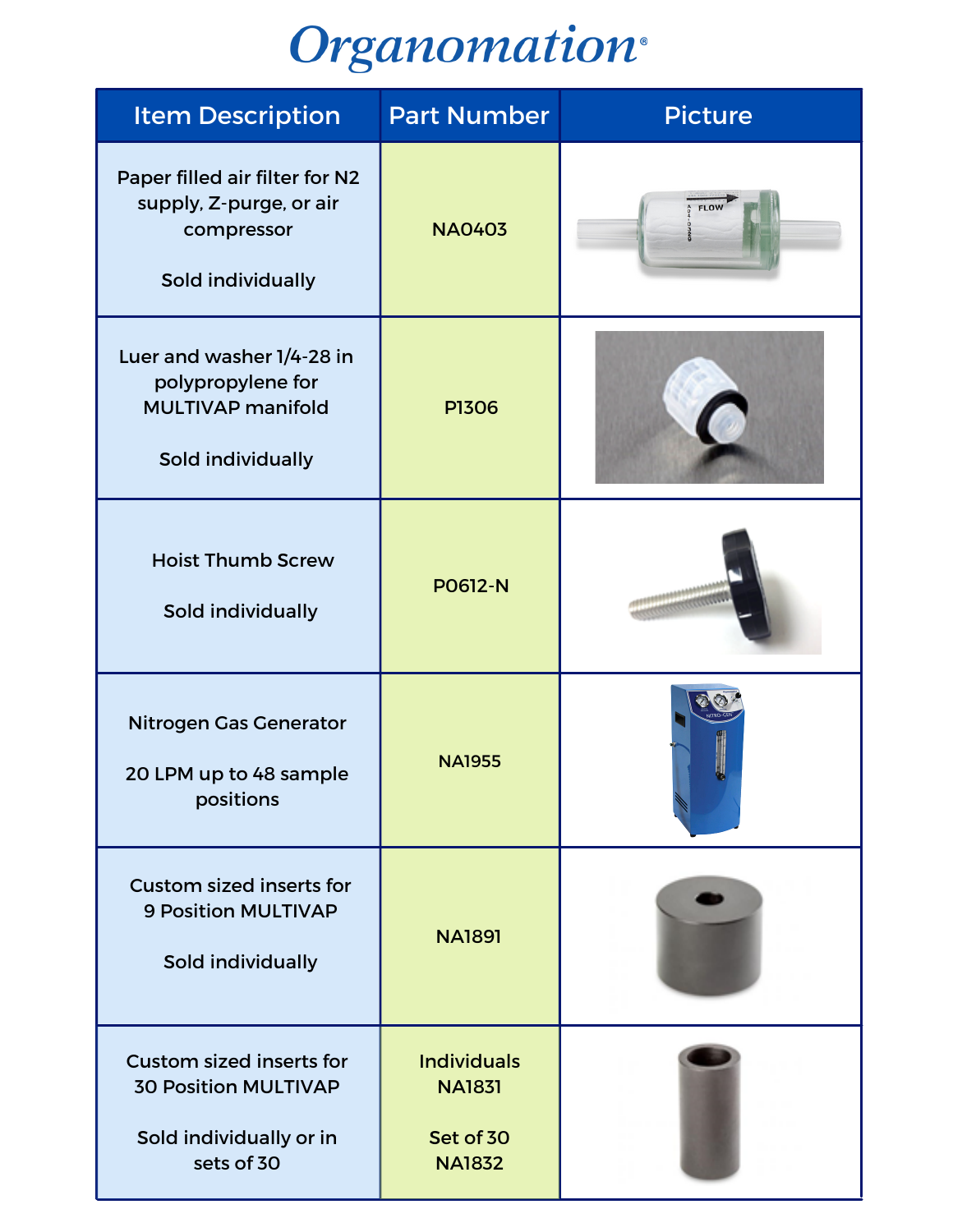# Organomation®

| Item Description | Part Number | Picture |
|---|---|---|
| Paper filled air filter for N2 supply, Z-purge, or air compressor<br><br>Sold individually | NA0403 | |
| Luer and washer 1/4-28 in polypropylene for MULTIVAP manifold<br><br>Sold individually | P1306 | |
| Hoist Thumb Screw<br><br>Sold individually | P0612-N | |
| Nitrogen Gas Generator<br><br>20 LPM up to 48 sample positions | NA1955 | |
| Custom sized inserts for 9 Position MULTIVAP<br><br>Sold individually | NA1891 | |
| Custom sized inserts for 30 Position MULTIVAP<br><br>Sold individually or in sets of 30 | Individuals NA1831<br><br>Set of 30 NA1832 | |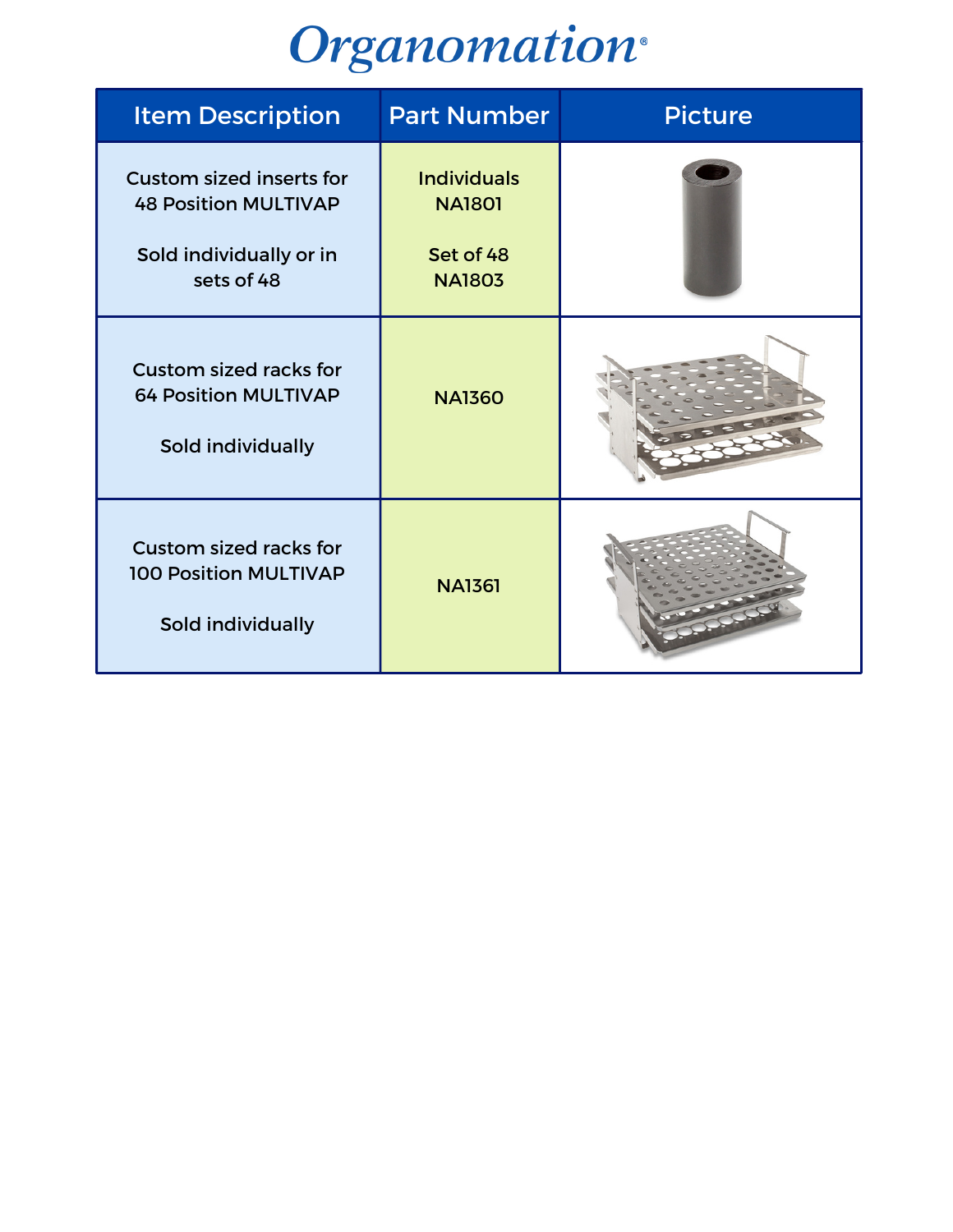# Organomation®

| Item Description | Part Number | Picture |
|---|---|---|
| Custom sized inserts for 48 Position MULTIVAP<br><br>Sold individually or in sets of 48 | Individuals NA1801<br><br>Set of 48 NA1803 | |
| Custom sized racks for 64 Position MULTIVAP<br><br>Sold individually | NA1360 | |
| Custom sized racks for 100 Position MULTIVAP<br><br>Sold individually | NA1361 | |